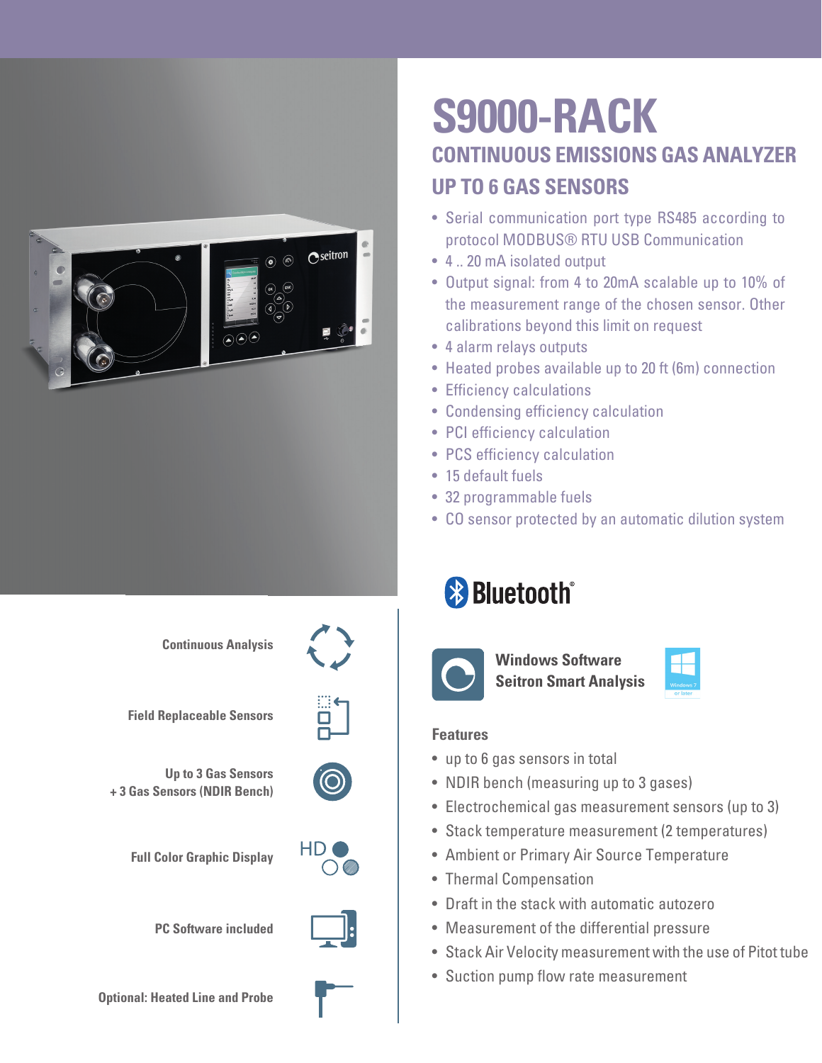# S9000-RACK

## CONTINUOUS EMISSIONS GAS ANALYZER

## UP TO 6 GAS SENSORS

- Serial communication port type RS485 according to protocol MODBUS® RTU USB Communication
- 4 .. 20 mA isolated output
- Output signal: from 4 to 20mA scalable up to 10% of the measurement range of the chosen sensor. Other calibrations beyond this limit on request
- 4 alarm relays outputs
- Heated probes available up to 20 ft (6m) connection
- Efficiency calculations
- Condensing efficiency calculation
- PCI efficiency calculation
- PCS efficiency calculation
- 15 default fuels
- 32 programmable fuels
- CO sensor protected by an automatic dilution system

Bluetooth®

**Windows Software**
**Seitron Smart Analysis**

Windows 7 or later

**Continuous Analysis**

**Field Replaceable Sensors**

**Up to 3 Gas Sensors**
**+ 3 Gas Sensors (NDIR Bench)**

**Full Color Graphic Display**

**PC Software included**

**Optional: Heated Line and Probe**

### Features

- up to 6 gas sensors in total
- NDIR bench (measuring up to 3 gases)
- Electrochemical gas measurement sensors (up to 3)
- Stack temperature measurement (2 temperatures)
- Ambient or Primary Air Source Temperature
- Thermal Compensation
- Draft in the stack with automatic autozero
- Measurement of the differential pressure
- Stack Air Velocity measurement with the use of Pitot tube
- Suction pump flow rate measurement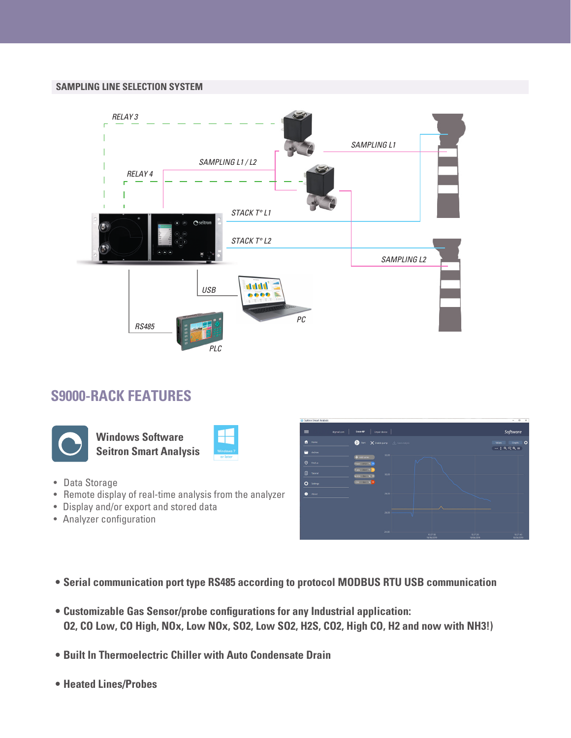## SAMPLING LINE SELECTION SYSTEM

RELAY 3

RELAY 4

SAMPLING L1 / L2

SAMPLING L1

STACK T° L1

STACK T° L2

SAMPLING L2

USB

PC

RS485

PLC

## S9000-RACK FEATURES

**Windows Software**
**Seitron Smart Analysis**

Windows 7 or later

- Data Storage
- Remote display of real-time analysis from the analyzer
- Display and/or export and stored data
- Analyzer configuration

- **Serial communication port type RS485 according to protocol MODBUS RTU USB communication**

- **Customizable Gas Sensor/probe configurations for any Industrial application: O2, CO Low, CO High, NOx, Low NOx, SO2, Low SO2, H2S, CO2, High CO, H2 and now with NH3!)**

- **Built In Thermoelectric Chiller with Auto Condensate Drain**

- **Heated Lines/Probes**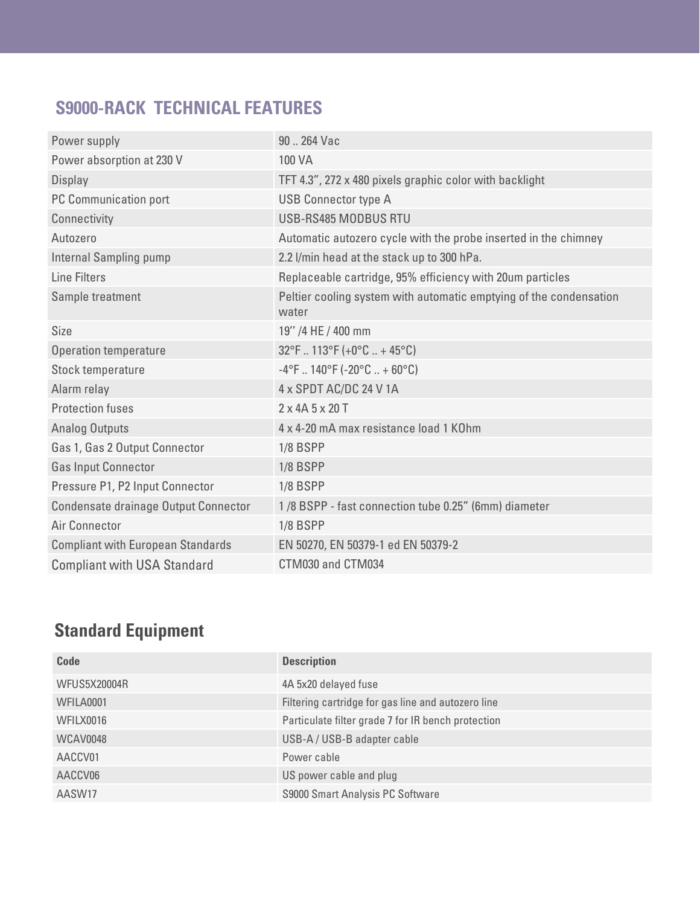## S9000-RACK TECHNICAL FEATURES

| | |
|---|---|
| Power supply | 90 .. 264 Vac |
| Power absorption at 230 V | 100 VA |
| Display | TFT 4.3”, 272 x 480 pixels graphic color with backlight |
| PC Communication port | USB Connector type A |
| Connectivity | USB-RS485 MODBUS RTU |
| Autozero | Automatic autozero cycle with the probe inserted in the chimney |
| Internal Sampling pump | 2.2 l/min head at the stack up to 300 hPa. |
| Line Filters | Replaceable cartridge, 95% efficiency with 20um particles |
| Sample treatment | Peltier cooling system with automatic emptying of the condensation water |
| Size | 19’’ /4 HE / 400 mm |
| Operation temperature | 32°F .. 113°F (+0°C .. + 45°C) |
| Stock temperature | -4°F .. 140°F (-20°C .. + 60°C) |
| Alarm relay | 4 x SPDT AC/DC 24 V 1A |
| Protection fuses | 2 x 4A 5 x 20 T |
| Analog Outputs | 4 x 4-20 mA max resistance load 1 KOhm |
| Gas 1, Gas 2 Output Connector | 1/8 BSPP |
| Gas Input Connector | 1/8 BSPP |
| Pressure P1, P2 Input Connector | 1/8 BSPP |
| Condensate drainage Output Connector | 1 /8 BSPP - fast connection tube 0.25” (6mm) diameter |
| Air Connector | 1/8 BSPP |
| Compliant with European Standards | EN 50270, EN 50379-1 ed EN 50379-2 |
| Compliant with USA Standard | CTM030 and CTM034 |

## Standard Equipment

| Code | Description |
|---|---|
| WFUS5X20004R | 4A 5x20 delayed fuse |
| WFILA0001 | Filtering cartridge for gas line and autozero line |
| WFILX0016 | Particulate filter grade 7 for IR bench protection |
| WCAV0048 | USB-A / USB-B adapter cable |
| AACCV01 | Power cable |
| AACCV06 | US power cable and plug |
| AASW17 | S9000 Smart Analysis PC Software |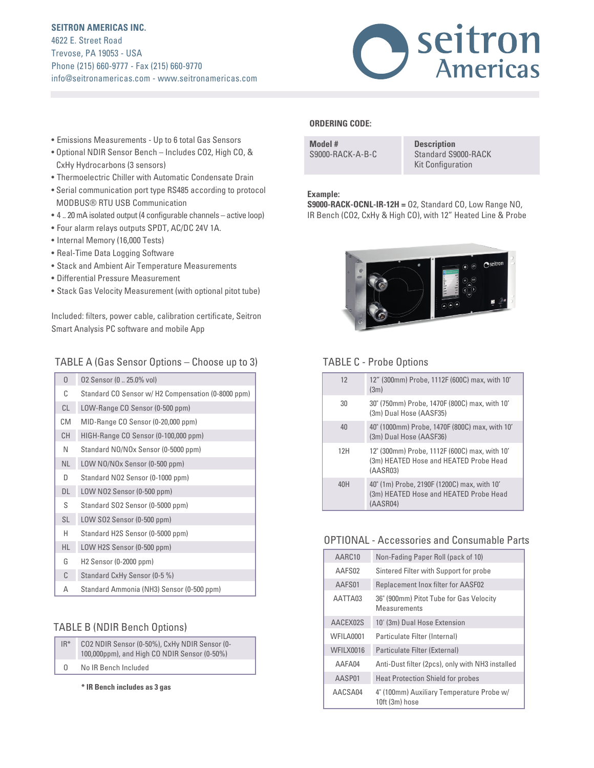**SEITRON AMERICAS INC.**
4622 E. Street Road
Trevose, PA 19053 - USA
Phone (215) 660-9777 - Fax (215) 660-9770
info@seitronamericas.com - www.seitronamericas.com

- Emissions Measurements - Up to 6 total Gas Sensors
- Optional NDIR Sensor Bench – Includes CO2, High CO, & CxHy Hydrocarbons (3 sensors)
- Thermoelectric Chiller with Automatic Condensate Drain
- Serial communication port type RS485 according to protocol MODBUS® RTU USB Communication
- 4 .. 20 mA isolated output (4 configurable channels – active loop)
- Four alarm relays outputs SPDT, AC/DC 24V 1A.
- Internal Memory (16,000 Tests)
- Real-Time Data Logging Software
- Stack and Ambient Air Temperature Measurements
- Differential Pressure Measurement
- Stack Gas Velocity Measurement (with optional pitot tube)

Included: filters, power cable, calibration certificate, Seitron Smart Analysis PC software and mobile App

## ORDERING CODE:

| Model # | Description |
|---|---|
| S9000-RACK-A-B-C | Standard S9000-RACK Kit Configuration |

**Example:**
**S9000-RACK-OCNL-IR-12H =** O2, Standard CO, Low Range NO, IR Bench (CO2, CxHy & High CO), with 12" Heated Line & Probe

## TABLE A (Gas Sensor Options – Choose up to 3)

| | |
|---|---|
| O | O2 Sensor (0 .. 25.0% vol) |
| C | Standard CO Sensor w/ H2 Compensation (0-8000 ppm) |
| CL | LOW-Range CO Sensor (0-500 ppm) |
| CM | MID-Range CO Sensor (0-20,000 ppm) |
| CH | HIGH-Range CO Sensor (0-100,000 ppm) |
| N | Standard NO/NOx Sensor (0-5000 ppm) |
| NL | LOW NO/NOx Sensor (0-500 ppm) |
| D | Standard NO2 Sensor (0-1000 ppm) |
| DL | LOW NO2 Sensor (0-500 ppm) |
| S | Standard SO2 Sensor (0-5000 ppm) |
| SL | LOW SO2 Sensor (0-500 ppm) |
| H | Standard H2S Sensor (0-5000 ppm) |
| HL | LOW H2S Sensor (0-500 ppm) |
| G | H2 Sensor (0-2000 ppm) |
| C | Standard CxHy Sensor (0-5 %) |
| A | Standard Ammonia (NH3) Sensor (0-500 ppm) |

## TABLE B (NDIR Bench Options)

| | |
|---|---|
| IR* | CO2 NDIR Sensor (0-50%), CxHy NDIR Sensor (0-100,000ppm), and High CO NDIR Sensor (0-50%) |
| 0 | No IR Bench Included |

**\* IR Bench includes as 3 gas**

## TABLE C - Probe Options

| | |
|---|---|
| 12 | 12" (300mm) Probe, 1112F (600C) max, with 10' (3m) |
| 30 | 30" (750mm) Probe, 1470F (800C) max, with 10' (3m) Dual Hose (AASF35) |
| 40 | 40" (1000mm) Probe, 1470F (800C) max, with 10' (3m) Dual Hose (AASF36) |
| 12H | 12" (300mm) Probe, 1112F (600C) max, with 10' (3m) HEATED Hose and HEATED Probe Head (AASR03) |
| 40H | 40" (1m) Probe, 2190F (1200C) max, with 10' (3m) HEATED Hose and HEATED Probe Head (AASR04) |

## OPTIONAL - Accessories and Consumable Parts

| | |
|---|---|
| AARC10 | Non-Fading Paper Roll (pack of 10) |
| AAFS02 | Sintered Filter with Support for probe |
| AAFS01 | Replacement Inox filter for AASF02 |
| AATTA03 | 36" (900mm) Pitot Tube for Gas Velocity Measurements |
| AACEX02S | 10' (3m) Dual Hose Extension |
| WFILA0001 | Particulate Filter (Internal) |
| WFILX0016 | Particulate Filter (External) |
| AAFA04 | Anti-Dust filter (2pcs), only with NH3 installed |
| AASP01 | Heat Protection Shield for probes |
| AACSA04 | 4" (100mm) Auxiliary Temperature Probe w/ 10ft (3m) hose |